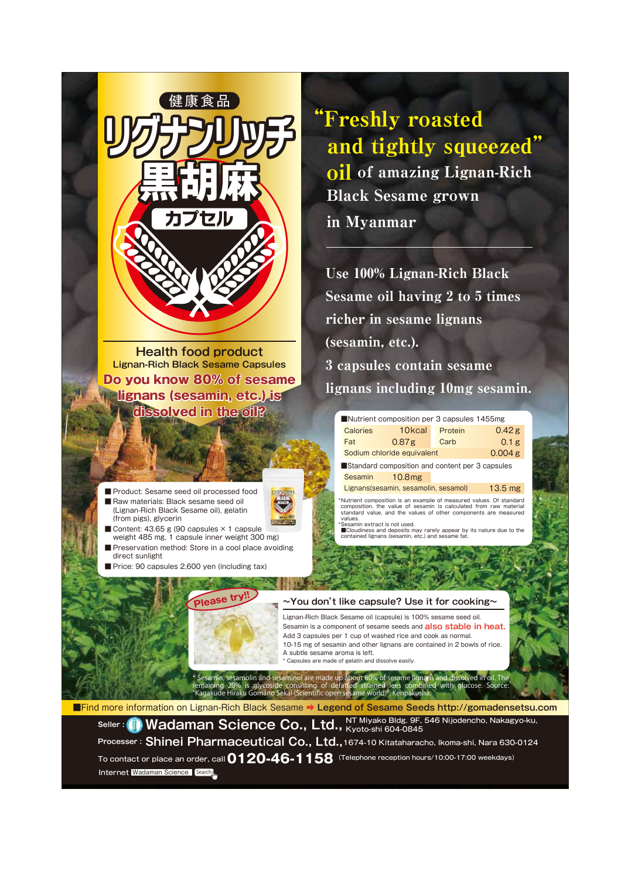健康食品

# リグナンリッチ黒胡麻カプセル

**Health food product**
Lignan-Rich Black Sesame Capsules

**Do you know 80% of sesame lignans (sesamin, etc.) is dissolved in the oil?**

## "Freshly roasted and tightly squeezed" oil of amazing Lignan-Rich Black Sesame grown in Myanmar

Use 100% Lignan-Rich Black Sesame oil having 2 to 5 times richer in sesame lignans (sesamin, etc.).
3 capsules contain sesame lignans including 10mg sesamin.

■Nutrient composition per 3 capsules 1455mg

| | | | |
|---|---|---|---|
| Calories | 10kcal | Protein | 0.42 g |
| Fat | 0.87g | Carb | 0.1 g |
| Sodium chloride equivalent | | | 0.004 g |

■Standard composition and content per 3 capsules

| | |
|---|---|
| Sesamin | 10.8mg |
| Lignans(sesamin, sesamolin, sesamol) | 13.5 mg |

*Nutrient composition is an example of measured values. Of standard composition, the value of sesamin is calculated from raw material standard value, and the values of other components are measured values.
*Sesamin extract is not used.
■Cloudiness and deposits may rarely appear by its nature due to the contained lignans (sesamin, etc.) and sesame fat.

- ■ Product: Sesame seed oil processed food
- ■ Raw materials: Black sesame seed oil (Lignan-Rich Black Sesame oil), gelatin (from pigs), glycerin
- ■ Content: 43.65 g (90 capsules × 1 capsule weight 485 mg, 1 capsule inner weight 300 mg)
- ■ Preservation method: Store in a cool place avoiding direct sunlight
- ■ Price: 90 capsules 2,600 yen (including tax)

Please try!!

### ~You don't like capsule? Use it for cooking~

Lignan-Rich Black Sesame oil (capsule) is 100% sesame seed oil.
Sesamin is a component of sesame seeds and **also stable in heat.**
Add 3 capsules per 1 cup of washed rice and cook as normal.
10-15 mg of sesamin and other lignans are contained in 2 bowls of rice.
A subtle sesame aroma is left.
* Capsules are made of gelatin and dissolve easily.

* Sesamin, sesamolin and sesaminol are made up about 80% of sesame lignans and dissolved in oil. The remaining 20% is glycoside consisting of defatted strained lees combined with glucose. Source: "Kagakude Hiraku Gomano Sekai (Scientific open sesame world)", Kenpakusha.

■Find more information on Lignan-Rich Black Sesame ➡ Legend of Sesame Seeds http://gomadensetsu.com

Seller : **Wadaman Science Co., Ltd.,** NT Miyako Bldg. 9F, 546 Nijodencho, Nakagyo-ku, Kyoto-shi 604-0845

Processer : **Shinei Pharmaceutical Co., Ltd.,** 1674-10 Kitataharacho, Ikoma-shi, Nara 630-0124

To contact or place an order, call **0120-46-1158** (Telephone reception hours/10:00-17:00 weekdays)

Internet Wadaman Science Search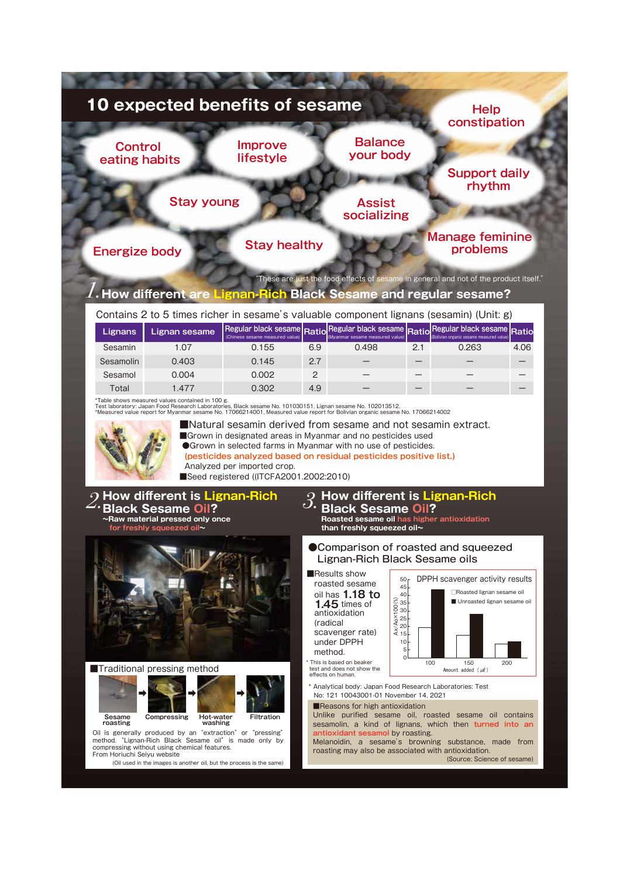# 10 expected benefits of sesame

Control eating habits

Improve lifestyle

Balance your body

Help constipation

Support daily rhythm

Stay young

Assist socializing

Energize body

Stay healthy

Manage feminine problems

"These are just the food effects of sesame in general and not of the product itself."

## 1. How different are Lignan-Rich Black Sesame and regular sesame?

Contains 2 to 5 times richer in sesame's valuable component lignans (sesamin) (Unit: g)

| Lignans | Lignan sesame | Regular black sesame (Chinese sesame measured value) | Ratio | Regular black sesame (Myanmar sesame measured value) | Ratio | Regular black sesame (Bolivian organic sesame measured value) | Ratio |
|---|---|---|---|---|---|---|---|
| Sesamin | 1.07 | 0.155 | 6.9 | 0.498 | 2.1 | 0.263 | 4.06 |
| Sesamolin | 0.403 | 0.145 | 2.7 | – | – | – | – |
| Sesamol | 0.004 | 0.002 | 2 | – | – | – | – |
| Total | 1.477 | 0.302 | 4.9 | – | – | – | – |

*Table shows measured values contained in 100 g.
Test laboratory: Japan Food Research Laboratories, Black sesame No. 101030151, Lignan sesame No. 102013512,
*Measured value report for Myanmar sesame No. 17066214001, Measured value report for Bolivian organic sesame No. 17066214002

■Natural sesamin derived from sesame and not sesamin extract.
■Grown in designated areas in Myanmar and no pesticides used
●Grown in selected farms in Myanmar with no use of pesticides.
(pesticides analyzed based on residual pesticides positive list.)
Analyzed per imported crop.
■Seed registered ((ITCFA2001.2002:2010)

## 2. How different is Lignan-Rich Black Sesame Oil?

~Raw material pressed only once for freshly squeezed oil~

■Traditional pressing method

Sesame roasting ➡ Compressing ➡ Hot-water washing ➡ Filtration

Oil is generally produced by an "extraction" or "pressing" method. "Lignan-Rich Black Sesame oil" is made only by compressing without using chemical features.
From Horiuchi Seiyu website

(Oil used in the images is another oil, but the process is the same)

## 3. How different is Lignan-Rich Black Sesame Oil?

Roasted sesame oil has higher antioxidation than freshly squeezed oil~

●Comparison of roasted and squeezed Lignan-Rich Black Sesame oils

■Results show roasted sesame oil has **1.18 to 1.45** times of antioxidation (radical scavenger rate) under DPPH method.

* This is based on beaker test and does not show the effects on human.

DPPH scavenger activity results

□Roasted lignan sesame oil
■ Unroasted lignan sesame oil

Ax/Ao×100(%)

50
45
40
35
30
25
20
15
10
5
0

100
150
200

Amount added (μℓ)

* Analytical body: Japan Food Research Laboratories: Test No: 121 10043001-01 November 14, 2021

■Reasons for high antioxidation

Unlike purified sesame oil, roasted sesame oil contains sesamolin, a kind of lignans, which then turned into an antioxidant sesamol by roasting.
Melanoidin, a sesame's browning substance, made from roasting may also be associated with antioxidation.

(Source: Science of sesame)